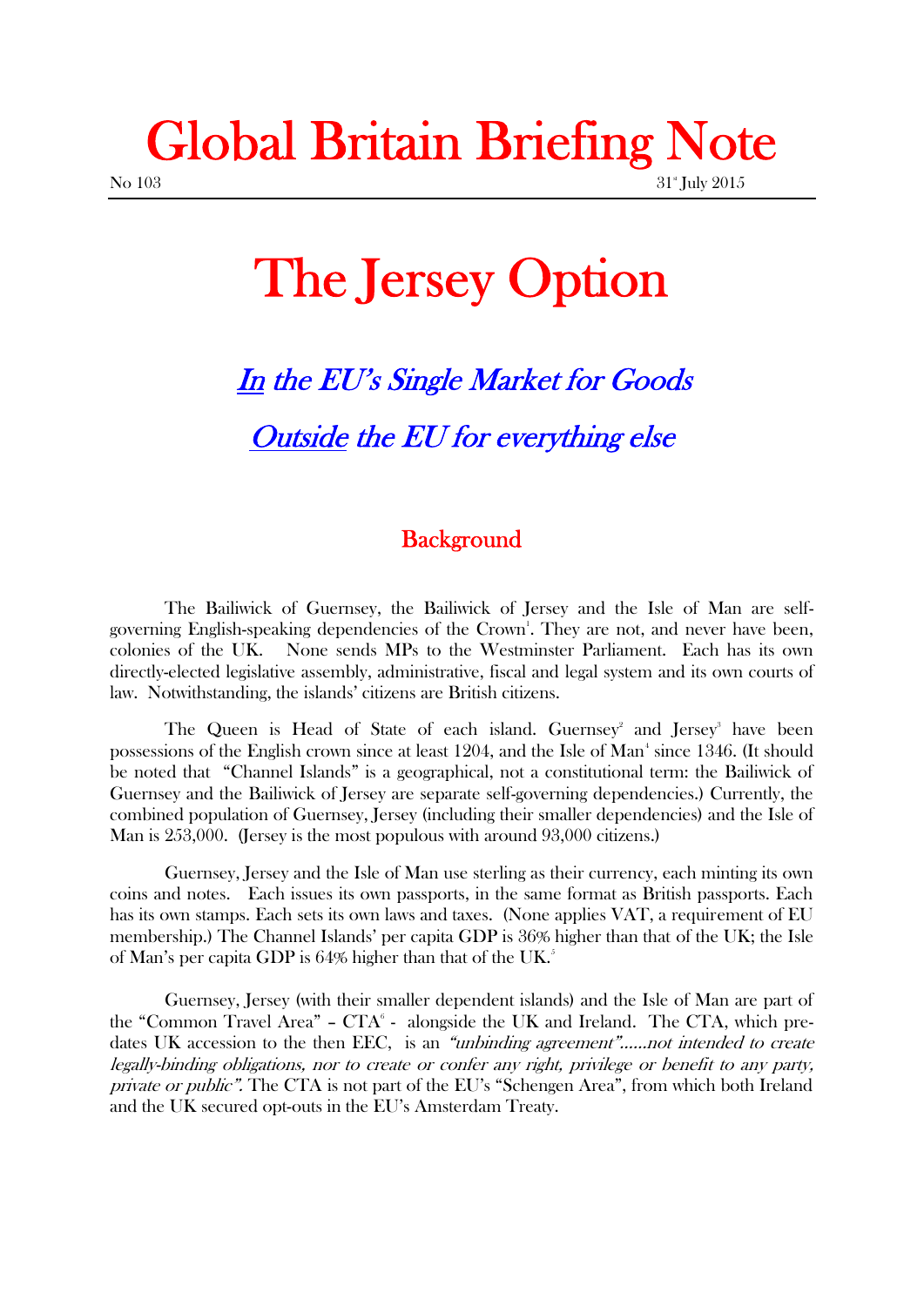# Global Britain Briefing Note

No 103 31[st] July 2015

# The Jersey Option

## *In the EU's Single Market for Goods*

## *Outside the EU for everything else*

### Background

The Bailiwick of Guernsey, the Bailiwick of Jersey and the Isle of Man are self-governing English-speaking dependencies of the Crown[1]. They are not, and never have been, colonies of the UK. None sends MPs to the Westminster Parliament. Each has its own directly-elected legislative assembly, administrative, fiscal and legal system and its own courts of law. Notwithstanding, the islands' citizens are British citizens.

The Queen is Head of State of each island. Guernsey[2] and Jersey[3] have been possessions of the English crown since at least 1204, and the Isle of Man[4] since 1346. (It should be noted that "Channel Islands" is a geographical, not a constitutional term: the Bailiwick of Guernsey and the Bailiwick of Jersey are separate self-governing dependencies.) Currently, the combined population of Guernsey, Jersey (including their smaller dependencies) and the Isle of Man is 253,000. (Jersey is the most populous with around 93,000 citizens.)

Guernsey, Jersey and the Isle of Man use sterling as their currency, each minting its own coins and notes. Each issues its own passports, in the same format as British passports. Each has its own stamps. Each sets its own laws and taxes. (None applies VAT, a requirement of EU membership.) The Channel Islands' per capita GDP is 36% higher than that of the UK; the Isle of Man's per capita GDP is 64% higher than that of the UK.[5]

Guernsey, Jersey (with their smaller dependent islands) and the Isle of Man are part of the "Common Travel Area" – CTA[6] - alongside the UK and Ireland. The CTA, which pre-dates UK accession to the then EEC, is an *"unbinding agreement"……not intended to create legally-binding obligations, nor to create or confer any right, privilege or benefit to any party, private or public"*. The CTA is not part of the EU's "Schengen Area", from which both Ireland and the UK secured opt-outs in the EU's Amsterdam Treaty.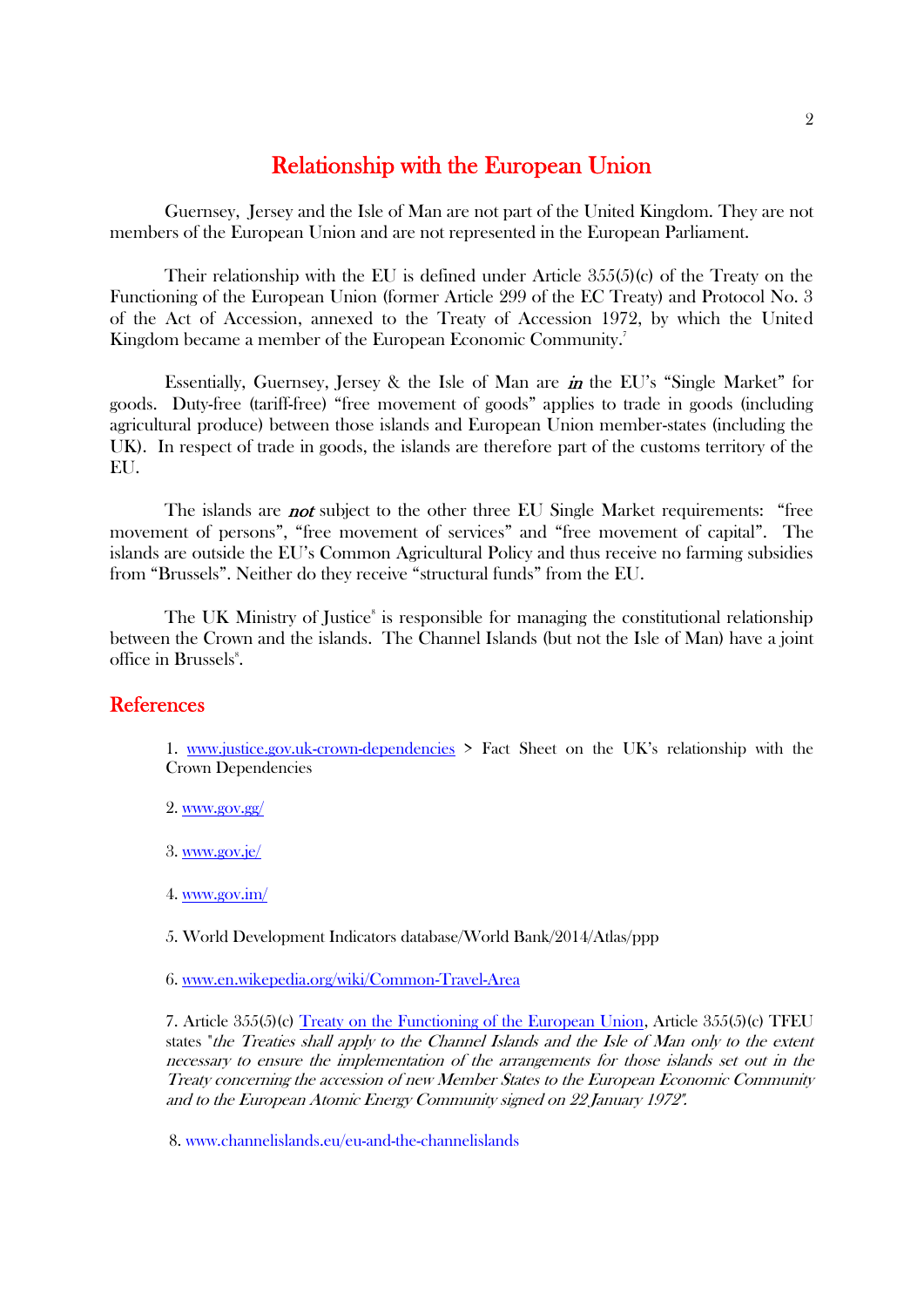## Relationship with the European Union

Guernsey, Jersey and the Isle of Man are not part of the United Kingdom. They are not members of the European Union and are not represented in the European Parliament.

Their relationship with the EU is defined under Article 355(5)(c) of the Treaty on the Functioning of the European Union (former Article 299 of the EC Treaty) and Protocol No. 3 of the Act of Accession, annexed to the Treaty of Accession 1972, by which the United Kingdom became a member of the European Economic Community.[7]

Essentially, Guernsey, Jersey & the Isle of Man are ***in*** the EU's "Single Market" for goods. Duty-free (tariff-free) "free movement of goods" applies to trade in goods (including agricultural produce) between those islands and European Union member-states (including the UK). In respect of trade in goods, the islands are therefore part of the customs territory of the EU.

The islands are ***not*** subject to the other three EU Single Market requirements: "free movement of persons", "free movement of services" and "free movement of capital". The islands are outside the EU's Common Agricultural Policy and thus receive no farming subsidies from "Brussels". Neither do they receive "structural funds" from the EU.

The UK Ministry of Justice[8] is responsible for managing the constitutional relationship between the Crown and the islands. The Channel Islands (but not the Isle of Man) have a joint office in Brussels[8].

## References

1. www.justice.gov.uk-crown-dependencies > Fact Sheet on the UK's relationship with the Crown Dependencies

2. www.gov.gg/

3. www.gov.je/

4. www.gov.im/

5. World Development Indicators database/World Bank/2014/Atlas/ppp

6. www.en.wikepedia.org/wiki/Common-Travel-Area

7. Article 355(5)(c) Treaty on the Functioning of the European Union, Article 355(5)(c) TFEU states "*the Treaties shall apply to the Channel Islands and the Isle of Man only to the extent necessary to ensure the implementation of the arrangements for those islands set out in the Treaty concerning the accession of new Member States to the European Economic Community and to the European Atomic Energy Community signed on 22 January 1972*".

8. www.channelislands.eu/eu-and-the-channelislands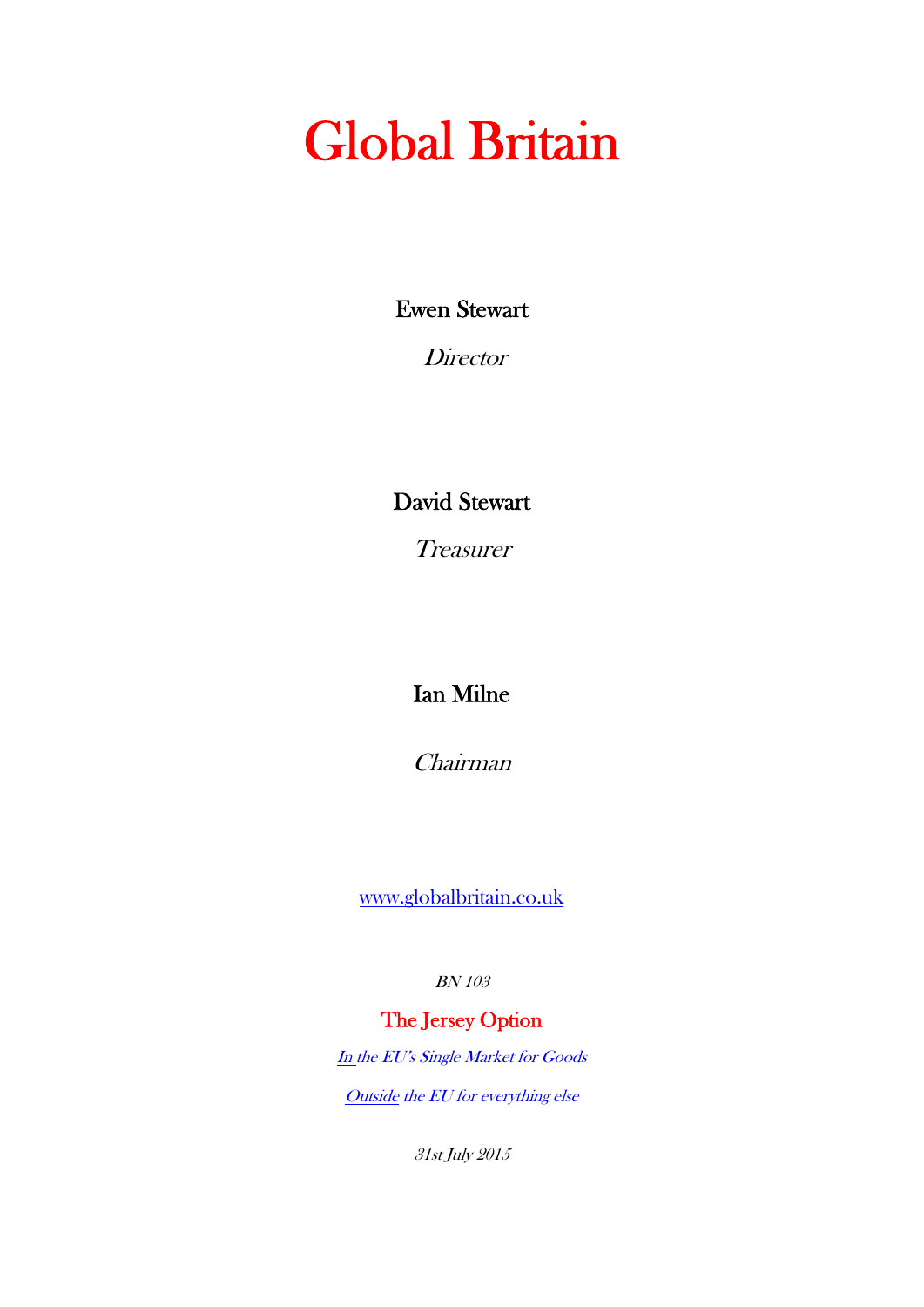# Global Britain

**Ewen Stewart**

*Director*

**David Stewart**

*Treasurer*

**Ian Milne**

*Chairman*

www.globalbritain.co.uk

*BN 103*

## The Jersey Option

*In the EU's Single Market for Goods*

*Outside the EU for everything else*

*31st July 2015*